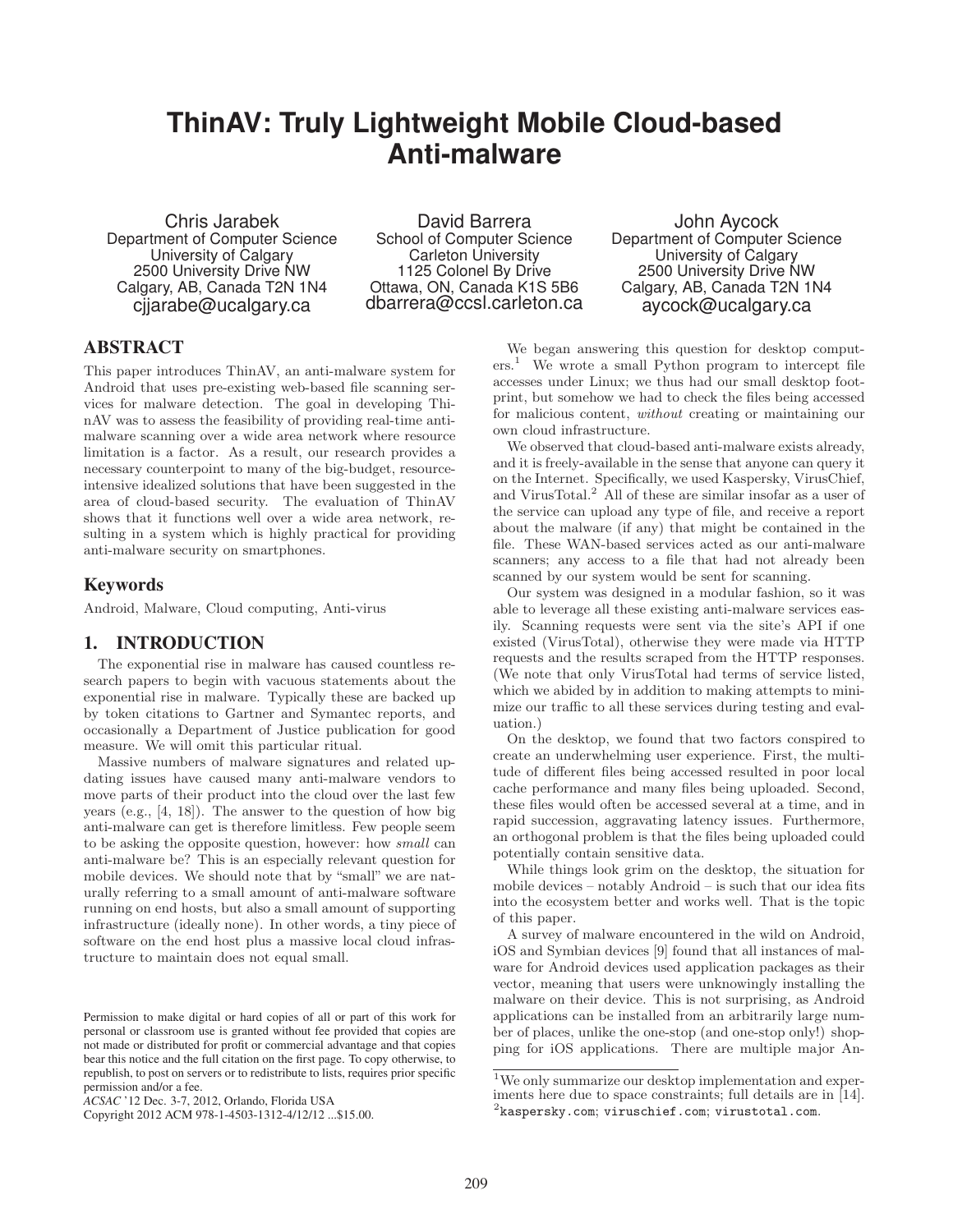# ThinAV: Truly Lightweight Mobile Cloud-based Anti-malware

Chris Jarabek
Department of Computer Science
University of Calgary
2500 University Drive NW
Calgary, AB, Canada T2N 1N4
cjjarabe@ucalgary.ca

David Barrera
School of Computer Science
Carleton University
1125 Colonel By Drive
Ottawa, ON, Canada K1S 5B6
dbarrera@ccsl.carleton.ca

John Aycock
Department of Computer Science
University of Calgary
2500 University Drive NW
Calgary, AB, Canada T2N 1N4
aycock@ucalgary.ca

## ABSTRACT

This paper introduces ThinAV, an anti-malware system for Android that uses pre-existing web-based file scanning services for malware detection. The goal in developing ThinAV was to assess the feasibility of providing real-time anti-malware scanning over a wide area network where resource limitation is a factor. As a result, our research provides a necessary counterpoint to many of the big-budget, resource-intensive idealized solutions that have been suggested in the area of cloud-based security. The evaluation of ThinAV shows that it functions well over a wide area network, resulting in a system which is highly practical for providing anti-malware security on smartphones.

## Keywords

Android, Malware, Cloud computing, Anti-virus

## 1. INTRODUCTION

The exponential rise in malware has caused countless research papers to begin with vacuous statements about the exponential rise in malware. Typically these are backed up by token citations to Gartner and Symantec reports, and occasionally a Department of Justice publication for good measure. We will omit this particular ritual.

Massive numbers of malware signatures and related updating issues have caused many anti-malware vendors to move parts of their product into the cloud over the last few years (e.g., [4, 18]). The answer to the question of how big anti-malware can get is therefore limitless. Few people seem to be asking the opposite question, however: how *small* can anti-malware be? This is an especially relevant question for mobile devices. We should note that by "small" we are naturally referring to a small amount of anti-malware software running on end hosts, but also a small amount of supporting infrastructure (ideally none). In other words, a tiny piece of software on the end host plus a massive local cloud infrastructure to maintain does not equal small.

Permission to make digital or hard copies of all or part of this work for personal or classroom use is granted without fee provided that copies are not made or distributed for profit or commercial advantage and that copies bear this notice and the full citation on the first page. To copy otherwise, to republish, to post on servers or to redistribute to lists, requires prior specific permission and/or a fee.
*ACSAC* '12 Dec. 3-7, 2012, Orlando, Florida USA
Copyright 2012 ACM 978-1-4503-1312-4/12/12 ...$15.00.

We began answering this question for desktop computers.[1] We wrote a small Python program to intercept file accesses under Linux; we thus had our small desktop footprint, but somehow we had to check the files being accessed for malicious content, *without* creating or maintaining our own cloud infrastructure.

We observed that cloud-based anti-malware exists already, and it is freely-available in the sense that anyone can query it on the Internet. Specifically, we used Kaspersky, VirusChief, and VirusTotal.[2] All of these are similar insofar as a user of the service can upload any type of file, and receive a report about the malware (if any) that might be contained in the file. These WAN-based services acted as our anti-malware scanners; any access to a file that had not already been scanned by our system would be sent for scanning.

Our system was designed in a modular fashion, so it was able to leverage all these existing anti-malware services easily. Scanning requests were sent via the site's API if one existed (VirusTotal), otherwise they were made via HTTP requests and the results scraped from the HTTP responses. (We note that only VirusTotal had terms of service listed, which we abided by in addition to making attempts to minimize our traffic to all these services during testing and evaluation.)

On the desktop, we found that two factors conspired to create an underwhelming user experience. First, the multitude of different files being accessed resulted in poor local cache performance and many files being uploaded. Second, these files would often be accessed several at a time, and in rapid succession, aggravating latency issues. Furthermore, an orthogonal problem is that the files being uploaded could potentially contain sensitive data.

While things look grim on the desktop, the situation for mobile devices – notably Android – is such that our idea fits into the ecosystem better and works well. That is the topic of this paper.

A survey of malware encountered in the wild on Android, iOS and Symbian devices [9] found that all instances of malware for Android devices used application packages as their vector, meaning that users were unknowingly installing the malware on their device. This is not surprising, as Android applications can be installed from an arbitrarily large number of places, unlike the one-stop (and one-stop only!) shopping for iOS applications. There are multiple major An-

[1] We only summarize our desktop implementation and experiments here due to space constraints; full details are in [14].
[2] `kaspersky.com`; `viruschief.com`; `virustotal.com`.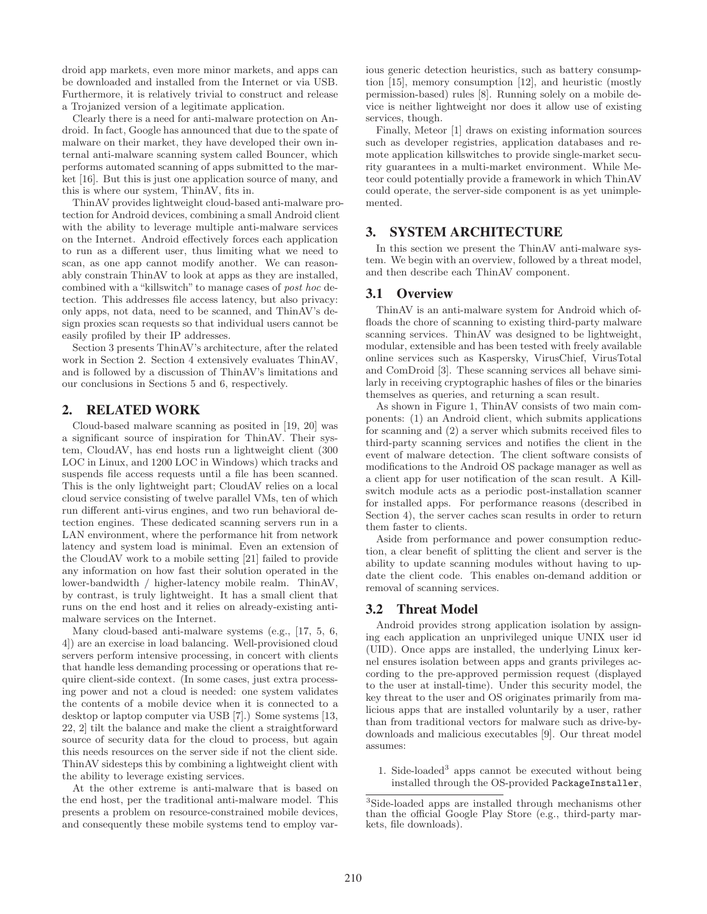droid app markets, even more minor markets, and apps can be downloaded and installed from the Internet or via USB. Furthermore, it is relatively trivial to construct and release a Trojanized version of a legitimate application.

Clearly there is a need for anti-malware protection on Android. In fact, Google has announced that due to the spate of malware on their market, they have developed their own internal anti-malware scanning system called Bouncer, which performs automated scanning of apps submitted to the market [16]. But this is just one application source of many, and this is where our system, ThinAV, fits in.

ThinAV provides lightweight cloud-based anti-malware protection for Android devices, combining a small Android client with the ability to leverage multiple anti-malware services on the Internet. Android effectively forces each application to run as a different user, thus limiting what we need to scan, as one app cannot modify another. We can reasonably constrain ThinAV to look at apps as they are installed, combined with a "killswitch" to manage cases of *post hoc* detection. This addresses file access latency, but also privacy: only apps, not data, need to be scanned, and ThinAV's design proxies scan requests so that individual users cannot be easily profiled by their IP addresses.

Section 3 presents ThinAV's architecture, after the related work in Section 2. Section 4 extensively evaluates ThinAV, and is followed by a discussion of ThinAV's limitations and our conclusions in Sections 5 and 6, respectively.

## 2. RELATED WORK

Cloud-based malware scanning as posited in [19, 20] was a significant source of inspiration for ThinAV. Their system, CloudAV, has end hosts run a lightweight client (300 LOC in Linux, and 1200 LOC in Windows) which tracks and suspends file access requests until a file has been scanned. This is the only lightweight part; CloudAV relies on a local cloud service consisting of twelve parallel VMs, ten of which run different anti-virus engines, and two run behavioral detection engines. These dedicated scanning servers run in a LAN environment, where the performance hit from network latency and system load is minimal. Even an extension of the CloudAV work to a mobile setting [21] failed to provide any information on how fast their solution operated in the lower-bandwidth / higher-latency mobile realm. ThinAV, by contrast, is truly lightweight. It has a small client that runs on the end host and it relies on already-existing anti-malware services on the Internet.

Many cloud-based anti-malware systems (e.g., [17, 5, 6, 4]) are an exercise in load balancing. Well-provisioned cloud servers perform intensive processing, in concert with clients that handle less demanding processing or operations that require client-side context. (In some cases, just extra processing power and not a cloud is needed: one system validates the contents of a mobile device when it is connected to a desktop or laptop computer via USB [7].) Some systems [13, 22, 2] tilt the balance and make the client a straightforward source of security data for the cloud to process, but again this needs resources on the server side if not the client side. ThinAV sidesteps this by combining a lightweight client with the ability to leverage existing services.

At the other extreme is anti-malware that is based on the end host, per the traditional anti-malware model. This presents a problem on resource-constrained mobile devices, and consequently these mobile systems tend to employ various generic detection heuristics, such as battery consumption [15], memory consumption [12], and heuristic (mostly permission-based) rules [8]. Running solely on a mobile device is neither lightweight nor does it allow use of existing services, though.

Finally, Meteor [1] draws on existing information sources such as developer registries, application databases and remote application killswitches to provide single-market security guarantees in a multi-market environment. While Meteor could potentially provide a framework in which ThinAV could operate, the server-side component is as yet unimplemented.

## 3. SYSTEM ARCHITECTURE

In this section we present the ThinAV anti-malware system. We begin with an overview, followed by a threat model, and then describe each ThinAV component.

### 3.1 Overview

ThinAV is an anti-malware system for Android which offloads the chore of scanning to existing third-party malware scanning services. ThinAV was designed to be lightweight, modular, extensible and has been tested with freely available online services such as Kaspersky, VirusChief, VirusTotal and ComDroid [3]. These scanning services all behave similarly in receiving cryptographic hashes of files or the binaries themselves as queries, and returning a scan result.

As shown in Figure 1, ThinAV consists of two main components: (1) an Android client, which submits applications for scanning and (2) a server which submits received files to third-party scanning services and notifies the client in the event of malware detection. The client software consists of modifications to the Android OS package manager as well as a client app for user notification of the scan result. A Killswitch module acts as a periodic post-installation scanner for installed apps. For performance reasons (described in Section 4), the server caches scan results in order to return them faster to clients.

Aside from performance and power consumption reduction, a clear benefit of splitting the client and server is the ability to update scanning modules without having to update the client code. This enables on-demand addition or removal of scanning services.

### 3.2 Threat Model

Android provides strong application isolation by assigning each application an unprivileged unique UNIX user id (UID). Once apps are installed, the underlying Linux kernel ensures isolation between apps and grants privileges according to the pre-approved permission request (displayed to the user at install-time). Under this security model, the key threat to the user and OS originates primarily from malicious apps that are installed voluntarily by a user, rather than from traditional vectors for malware such as drive-by-downloads and malicious executables [9]. Our threat model assumes:

1. Side-loaded[3] apps cannot be executed without being installed through the OS-provided `PackageInstaller`,

[3] Side-loaded apps are installed through mechanisms other than the official Google Play Store (e.g., third-party markets, file downloads).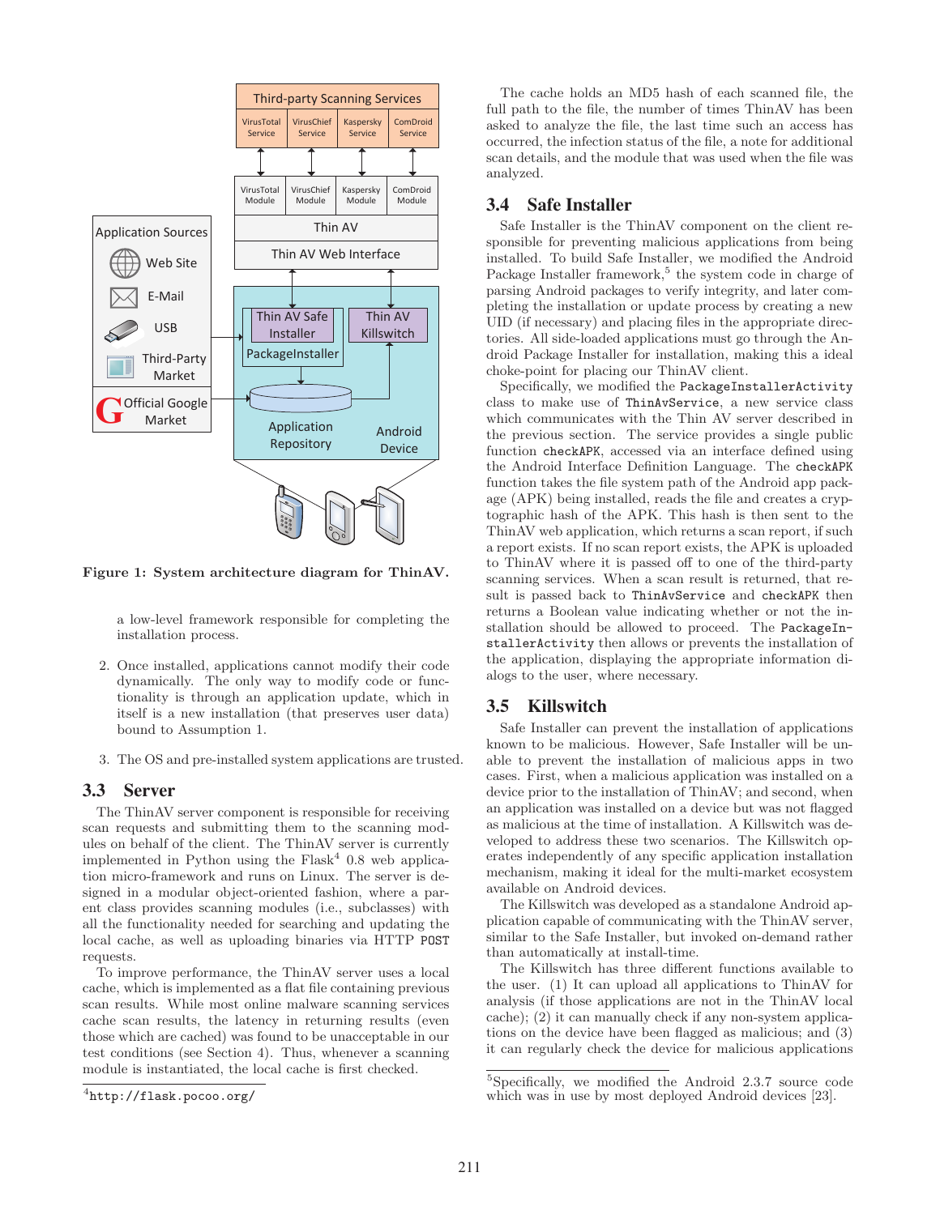Third-party Scanning Services

VirusTotal Service

VirusChief Service

Kaspersky Service

ComDroid Service

VirusTotal Module

VirusChief Module

Kaspersky Module

ComDroid Module

Thin AV

Thin AV Web Interface

Application Sources

Web Site

E-Mail

USB

Third-Party Market

Official Google Market

Thin AV Safe Installer

PackageInstaller

Thin AV Killswitch

Application Repository

Android Device

**Figure 1: System architecture diagram for ThinAV.**

a low-level framework responsible for completing the installation process.

2. Once installed, applications cannot modify their code dynamically. The only way to modify code or functionality is through an application update, which in itself is a new installation (that preserves user data) bound to Assumption 1.

3. The OS and pre-installed system applications are trusted.

## 3.3 Server

The ThinAV server component is responsible for receiving scan requests and submitting them to the scanning modules on behalf of the client. The ThinAV server is currently implemented in Python using the Flask[4] 0.8 web application micro-framework and runs on Linux. The server is designed in a modular object-oriented fashion, where a parent class provides scanning modules (i.e., subclasses) with all the functionality needed for searching and updating the local cache, as well as uploading binaries via HTTP `POST` requests.

To improve performance, the ThinAV server uses a local cache, which is implemented as a flat file containing previous scan results. While most online malware scanning services cache scan results, the latency in returning results (even those which are cached) was found to be unacceptable in our test conditions (see Section 4). Thus, whenever a scanning module is instantiated, the local cache is first checked.

The cache holds an MD5 hash of each scanned file, the full path to the file, the number of times ThinAV has been asked to analyze the file, the last time such an access has occurred, the infection status of the file, a note for additional scan details, and the module that was used when the file was analyzed.

## 3.4 Safe Installer

Safe Installer is the ThinAV component on the client responsible for preventing malicious applications from being installed. To build Safe Installer, we modified the Android Package Installer framework,[5] the system code in charge of parsing Android packages to verify integrity, and later completing the installation or update process by creating a new UID (if necessary) and placing files in the appropriate directories. All side-loaded applications must go through the Android Package Installer for installation, making this a ideal choke-point for placing our ThinAV client.

Specifically, we modified the `PackageInstallerActivity` class to make use of `ThinAvService`, a new service class which communicates with the Thin AV server described in the previous section. The service provides a single public function `checkAPK`, accessed via an interface defined using the Android Interface Definition Language. The `checkAPK` function takes the file system path of the Android app package (APK) being installed, reads the file and creates a cryptographic hash of the APK. This hash is then sent to the ThinAV web application, which returns a scan report, if such a report exists. If no scan report exists, the APK is uploaded to ThinAV where it is passed off to one of the third-party scanning services. When a scan result is returned, that result is passed back to `ThinAvService` and `checkAPK` then returns a Boolean value indicating whether or not the installation should be allowed to proceed. The `PackageInstallerActivity` then allows or prevents the installation of the application, displaying the appropriate information dialogs to the user, where necessary.

## 3.5 Killswitch

Safe Installer can prevent the installation of applications known to be malicious. However, Safe Installer will be unable to prevent the installation of malicious apps in two cases. First, when a malicious application was installed on a device prior to the installation of ThinAV; and second, when an application was installed on a device but was not flagged as malicious at the time of installation. A Killswitch was developed to address these two scenarios. The Killswitch operates independently of any specific application installation mechanism, making it ideal for the multi-market ecosystem available on Android devices.

The Killswitch was developed as a standalone Android application capable of communicating with the ThinAV server, similar to the Safe Installer, but invoked on-demand rather than automatically at install-time.

The Killswitch has three different functions available to the user. (1) It can upload all applications to ThinAV for analysis (if those applications are not in the ThinAV local cache); (2) it can manually check if any non-system applications on the device have been flagged as malicious; and (3) it can regularly check the device for malicious applications

[4] http://flask.pocoo.org/

[5] Specifically, we modified the Android 2.3.7 source code which was in use by most deployed Android devices [23].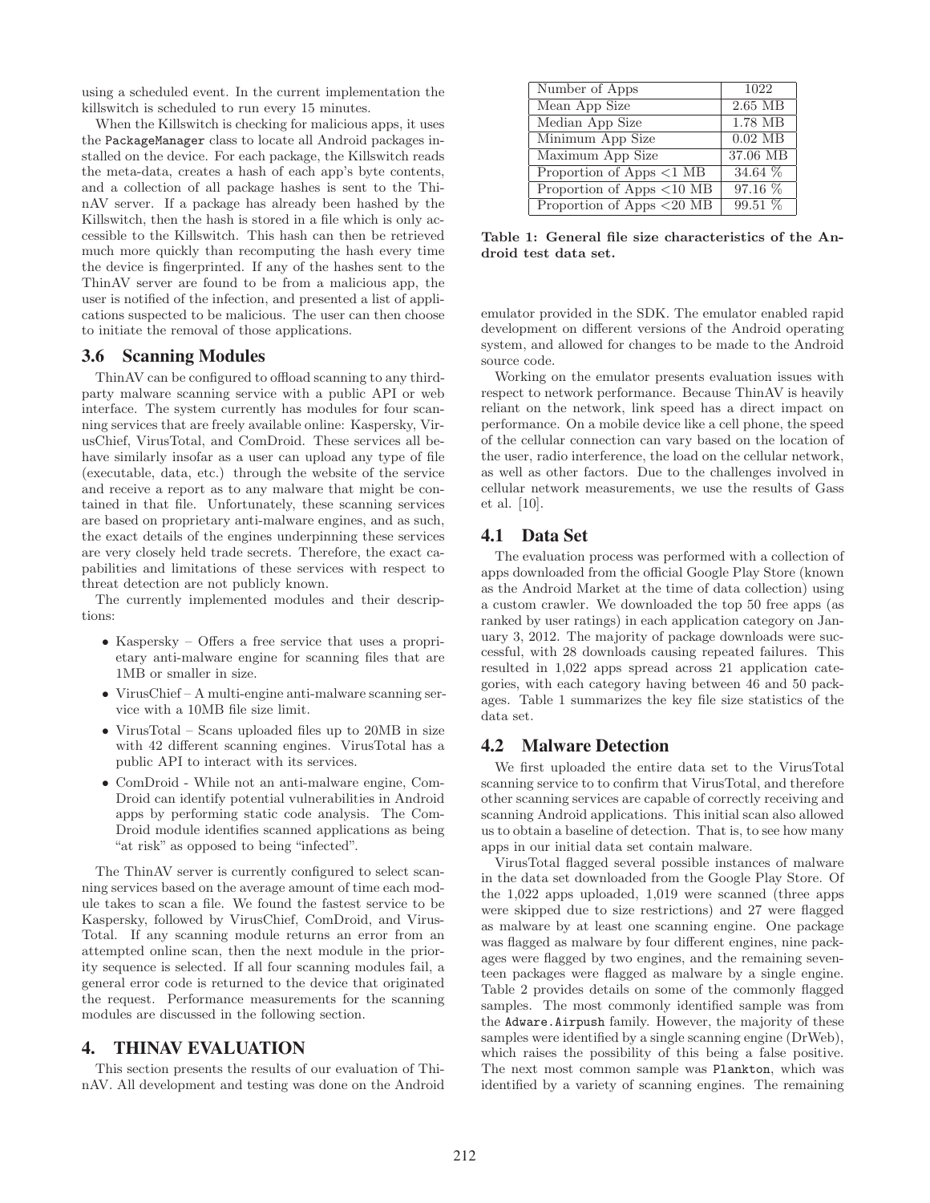using a scheduled event. In the current implementation the killswitch is scheduled to run every 15 minutes.

When the Killswitch is checking for malicious apps, it uses the `PackageManager` class to locate all Android packages installed on the device. For each package, the Killswitch reads the meta-data, creates a hash of each app's byte contents, and a collection of all package hashes is sent to the ThinAV server. If a package has already been hashed by the Killswitch, then the hash is stored in a file which is only accessible to the Killswitch. This hash can then be retrieved much more quickly than recomputing the hash every time the device is fingerprinted. If any of the hashes sent to the ThinAV server are found to be from a malicious app, the user is notified of the infection, and presented a list of applications suspected to be malicious. The user can then choose to initiate the removal of those applications.

### 3.6 Scanning Modules

ThinAV can be configured to offload scanning to any third-party malware scanning service with a public API or web interface. The system currently has modules for four scanning services that are freely available online: Kaspersky, VirusChief, VirusTotal, and ComDroid. These services all behave similarly insofar as a user can upload any type of file (executable, data, etc.) through the website of the service and receive a report as to any malware that might be contained in that file. Unfortunately, these scanning services are based on proprietary anti-malware engines, and as such, the exact details of the engines underpinning these services are very closely held trade secrets. Therefore, the exact capabilities and limitations of these services with respect to threat detection are not publicly known.

The currently implemented modules and their descriptions:

- Kaspersky – Offers a free service that uses a proprietary anti-malware engine for scanning files that are 1MB or smaller in size.
- VirusChief – A multi-engine anti-malware scanning service with a 10MB file size limit.
- VirusTotal – Scans uploaded files up to 20MB in size with 42 different scanning engines. VirusTotal has a public API to interact with its services.
- ComDroid - While not an anti-malware engine, ComDroid can identify potential vulnerabilities in Android apps by performing static code analysis. The ComDroid module identifies scanned applications as being "at risk" as opposed to being "infected".

The ThinAV server is currently configured to select scanning services based on the average amount of time each module takes to scan a file. We found the fastest service to be Kaspersky, followed by VirusChief, ComDroid, and VirusTotal. If any scanning module returns an error from an attempted online scan, then the next module in the priority sequence is selected. If all four scanning modules fail, a general error code is returned to the device that originated the request. Performance measurements for the scanning modules are discussed in the following section.

## 4. THINAV EVALUATION

This section presents the results of our evaluation of ThinAV. All development and testing was done on the Android emulator provided in the SDK. The emulator enabled rapid development on different versions of the Android operating system, and allowed for changes to be made to the Android source code.

| Number of Apps | 1022 |
|---|---|
| Mean App Size | 2.65 MB |
| Median App Size | 1.78 MB |
| Minimum App Size | 0.02 MB |
| Maximum App Size | 37.06 MB |
| Proportion of Apps <1 MB | 34.64 % |
| Proportion of Apps <10 MB | 97.16 % |
| Proportion of Apps <20 MB | 99.51 % |

**Table 1: General file size characteristics of the Android test data set.**

Working on the emulator presents evaluation issues with respect to network performance. Because ThinAV is heavily reliant on the network, link speed has a direct impact on performance. On a mobile device like a cell phone, the speed of the cellular connection can vary based on the location of the user, radio interference, the load on the cellular network, as well as other factors. Due to the challenges involved in cellular network measurements, we use the results of Gass et al. [10].

### 4.1 Data Set

The evaluation process was performed with a collection of apps downloaded from the official Google Play Store (known as the Android Market at the time of data collection) using a custom crawler. We downloaded the top 50 free apps (as ranked by user ratings) in each application category on January 3, 2012. The majority of package downloads were successful, with 28 downloads causing repeated failures. This resulted in 1,022 apps spread across 21 application categories, with each category having between 46 and 50 packages. Table 1 summarizes the key file size statistics of the data set.

### 4.2 Malware Detection

We first uploaded the entire data set to the VirusTotal scanning service to to confirm that VirusTotal, and therefore other scanning services are capable of correctly receiving and scanning Android applications. This initial scan also allowed us to obtain a baseline of detection. That is, to see how many apps in our initial data set contain malware.

VirusTotal flagged several possible instances of malware in the data set downloaded from the Google Play Store. Of the 1,022 apps uploaded, 1,019 were scanned (three apps were skipped due to size restrictions) and 27 were flagged as malware by at least one scanning engine. One package was flagged as malware by four different engines, nine packages were flagged by two engines, and the remaining seventeen packages were flagged as malware by a single engine. Table 2 provides details on some of the commonly flagged samples. The most commonly identified sample was from the `Adware.Airpush` family. However, the majority of these samples were identified by a single scanning engine (DrWeb), which raises the possibility of this being a false positive. The next most common sample was `Plankton`, which was identified by a variety of scanning engines. The remaining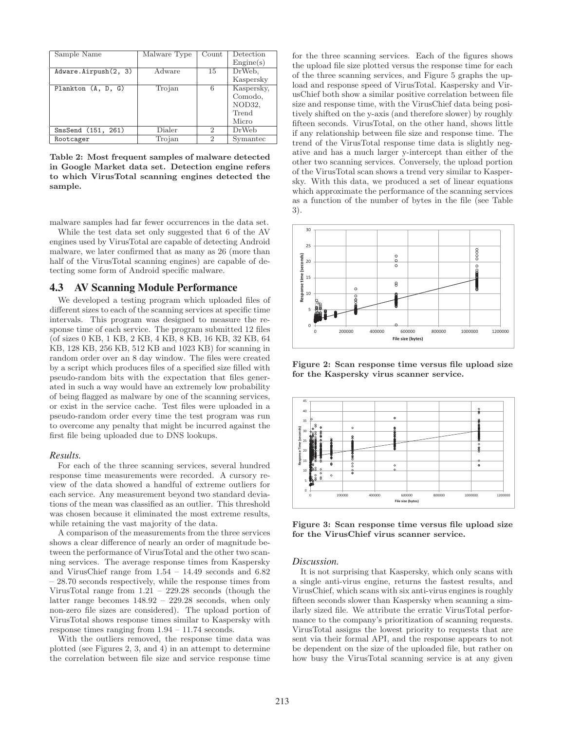| Sample Name | Malware Type | Count | Detection Engine(s) |
|---|---|---|---|
| Adware.Airpush(2, 3) | Adware | 15 | DrWeb, Kaspersky |
| Plankton (A, D, G) | Trojan | 6 | Kaspersky, Comodo, NOD32, Trend Micro |
| SmsSend (151, 261) | Dialer | 2 | DrWeb |
| Rootcager | Trojan | 2 | Symantec |

**Table 2: Most frequent samples of malware detected in Google Market data set. Detection engine refers to which VirusTotal scanning engines detected the sample.**

malware samples had far fewer occurrences in the data set.

While the test data set only suggested that 6 of the AV engines used by VirusTotal are capable of detecting Android malware, we later confirmed that as many as 26 (more than half of the VirusTotal scanning engines) are capable of detecting some form of Android specific malware.

## 4.3 AV Scanning Module Performance

We developed a testing program which uploaded files of different sizes to each of the scanning services at specific time intervals. This program was designed to measure the response time of each service. The program submitted 12 files (of sizes 0 KB, 1 KB, 2 KB, 4 KB, 8 KB, 16 KB, 32 KB, 64 KB, 128 KB, 256 KB, 512 KB and 1023 KB) for scanning in random order over an 8 day window. The files were created by a script which produces files of a specified size filled with pseudo-random bits with the expectation that files generated in such a way would have an extremely low probability of being flagged as malware by one of the scanning services, or exist in the service cache. Test files were uploaded in a pseudo-random order every time the test program was run to overcome any penalty that might be incurred against the first file being uploaded due to DNS lookups.

### *Results.*

For each of the three scanning services, several hundred response time measurements were recorded. A cursory review of the data showed a handful of extreme outliers for each service. Any measurement beyond two standard deviations of the mean was classified as an outlier. This threshold was chosen because it eliminated the most extreme results, while retaining the vast majority of the data.

A comparison of the measurements from the three services shows a clear difference of nearly an order of magnitude between the performance of VirusTotal and the other two scanning services. The average response times from Kaspersky and VirusChief range from 1.54 – 14.49 seconds and 6.82 – 28.70 seconds respectively, while the response times from VirusTotal range from 1.21 – 229.28 seconds (though the latter range becomes 148.92 – 229.28 seconds, when only non-zero file sizes are considered). The upload portion of VirusTotal shows response times similar to Kaspersky with response times ranging from 1.94 – 11.74 seconds.

With the outliers removed, the response time data was plotted (see Figures 2, 3, and 4) in an attempt to determine the correlation between file size and service response time for the three scanning services. Each of the figures shows the upload file size plotted versus the response time for each of the three scanning services, and Figure 5 graphs the upload and response speed of VirusTotal. Kaspersky and VirusChief both show a similar positive correlation between file size and response time, with the VirusChief data being positively shifted on the y-axis (and therefore slower) by roughly fifteen seconds. VirusTotal, on the other hand, shows little if any relationship between file size and response time. The trend of the VirusTotal response time data is slightly negative and has a much larger y-intercept than either of the other two scanning services. Conversely, the upload portion of the VirusTotal scan shows a trend very similar to Kaspersky. With this data, we produced a set of linear equations which approximate the performance of the scanning services as a function of the number of bytes in the file (see Table 3).

**Figure 2: Scan response time versus file upload size for the Kaspersky virus scanner service.**

**Figure 3: Scan response time versus file upload size for the VirusChief virus scanner service.**

### *Discussion.*

It is not surprising that Kaspersky, which only scans with a single anti-virus engine, returns the fastest results, and VirusChief, which scans with six anti-virus engines is roughly fifteen seconds slower than Kaspersky when scanning a similarly sized file. We attribute the erratic VirusTotal performance to the company's prioritization of scanning requests. VirusTotal assigns the lowest priority to requests that are sent via their formal API, and the response appears to not be dependent on the size of the uploaded file, but rather on how busy the VirusTotal scanning service is at any given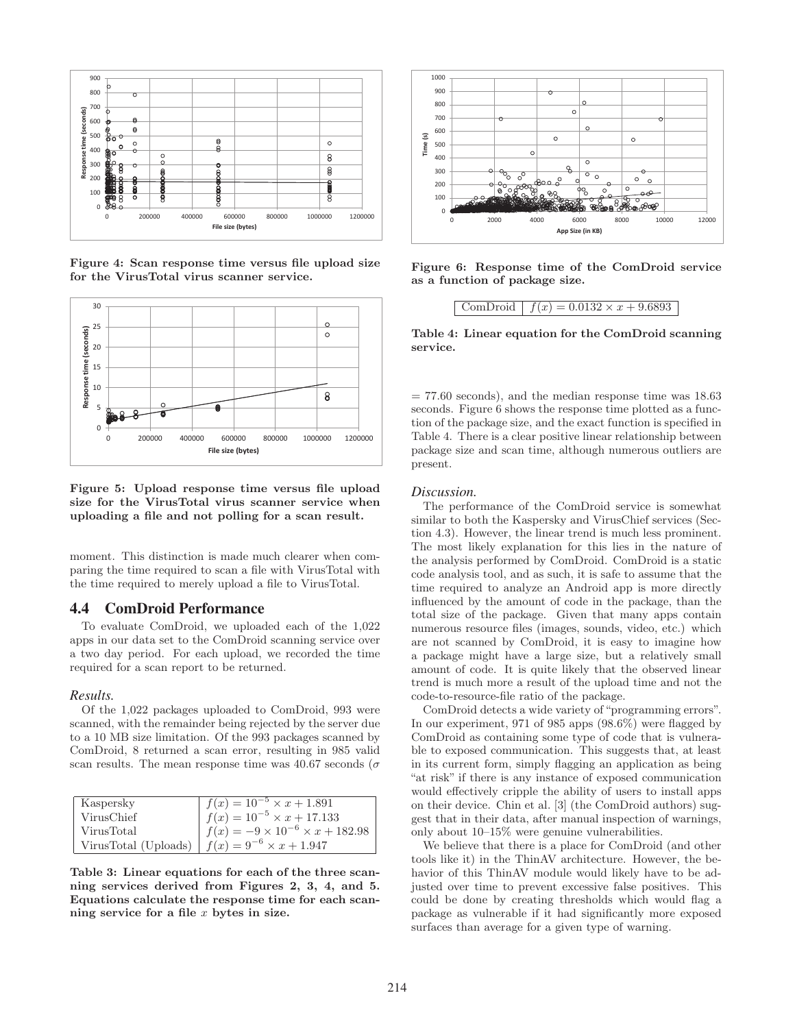Figure 4: Scan response time versus file upload size for the VirusTotal virus scanner service.

Figure 5: Upload response time versus file upload size for the VirusTotal virus scanner service when uploading a file and not polling for a scan result.

moment. This distinction is made much clearer when comparing the time required to scan a file with VirusTotal with the time required to merely upload a file to VirusTotal.

## 4.4 ComDroid Performance

To evaluate ComDroid, we uploaded each of the 1,022 apps in our data set to the ComDroid scanning service over a two day period. For each upload, we recorded the time required for a scan report to be returned.

### *Results.*

Of the 1,022 packages uploaded to ComDroid, 993 were scanned, with the remainder being rejected by the server due to a 10 MB size limitation. Of the 993 packages scanned by ComDroid, 8 returned a scan error, resulting in 985 valid scan results. The mean response time was 40.67 seconds ($\sigma$ = 77.60 seconds), and the median response time was 18.63 seconds. Figure 6 shows the response time plotted as a function of the package size, and the exact function is specified in Table 4. There is a clear positive linear relationship between package size and scan time, although numerous outliers are present.

| | |
|---|---|
| Kaspersky | $f(x) = 10^{-5} \times x + 1.891$ |
| VirusChief | $f(x) = 10^{-5} \times x + 17.133$ |
| VirusTotal | $f(x) = -9 \times 10^{-6} \times x + 182.98$ |
| VirusTotal (Uploads) | $f(x) = 9^{-6} \times x + 1.947$ |

**Table 3: Linear equations for each of the three scanning services derived from Figures 2, 3, 4, and 5. Equations calculate the response time for each scanning service for a file $x$ bytes in size.**

Figure 6: Response time of the ComDroid service as a function of package size.

| | |
|---|---|
| ComDroid | $f(x) = 0.0132 \times x + 9.6893$ |

**Table 4: Linear equation for the ComDroid scanning service.**

### *Discussion.*

The performance of the ComDroid service is somewhat similar to both the Kaspersky and VirusChief services (Section 4.3). However, the linear trend is much less prominent. The most likely explanation for this lies in the nature of the analysis performed by ComDroid. ComDroid is a static code analysis tool, and as such, it is safe to assume that the time required to analyze an Android app is more directly influenced by the amount of code in the package, than the total size of the package. Given that many apps contain numerous resource files (images, sounds, video, etc.) which are not scanned by ComDroid, it is easy to imagine how a package might have a large size, but a relatively small amount of code. It is quite likely that the observed linear trend is much more a result of the upload time and not the code-to-resource-file ratio of the package.

ComDroid detects a wide variety of "programming errors". In our experiment, 971 of 985 apps (98.6%) were flagged by ComDroid as containing some type of code that is vulnerable to exposed communication. This suggests that, at least in its current form, simply flagging an application as being "at risk" if there is any instance of exposed communication would effectively cripple the ability of users to install apps on their device. Chin et al. [3] (the ComDroid authors) suggest that in their data, after manual inspection of warnings, only about 10–15% were genuine vulnerabilities.

We believe that there is a place for ComDroid (and other tools like it) in the ThinAV architecture. However, the behavior of this ThinAV module would likely have to be adjusted over time to prevent excessive false positives. This could be done by creating thresholds which would flag a package as vulnerable if it had significantly more exposed surfaces than average for a given type of warning.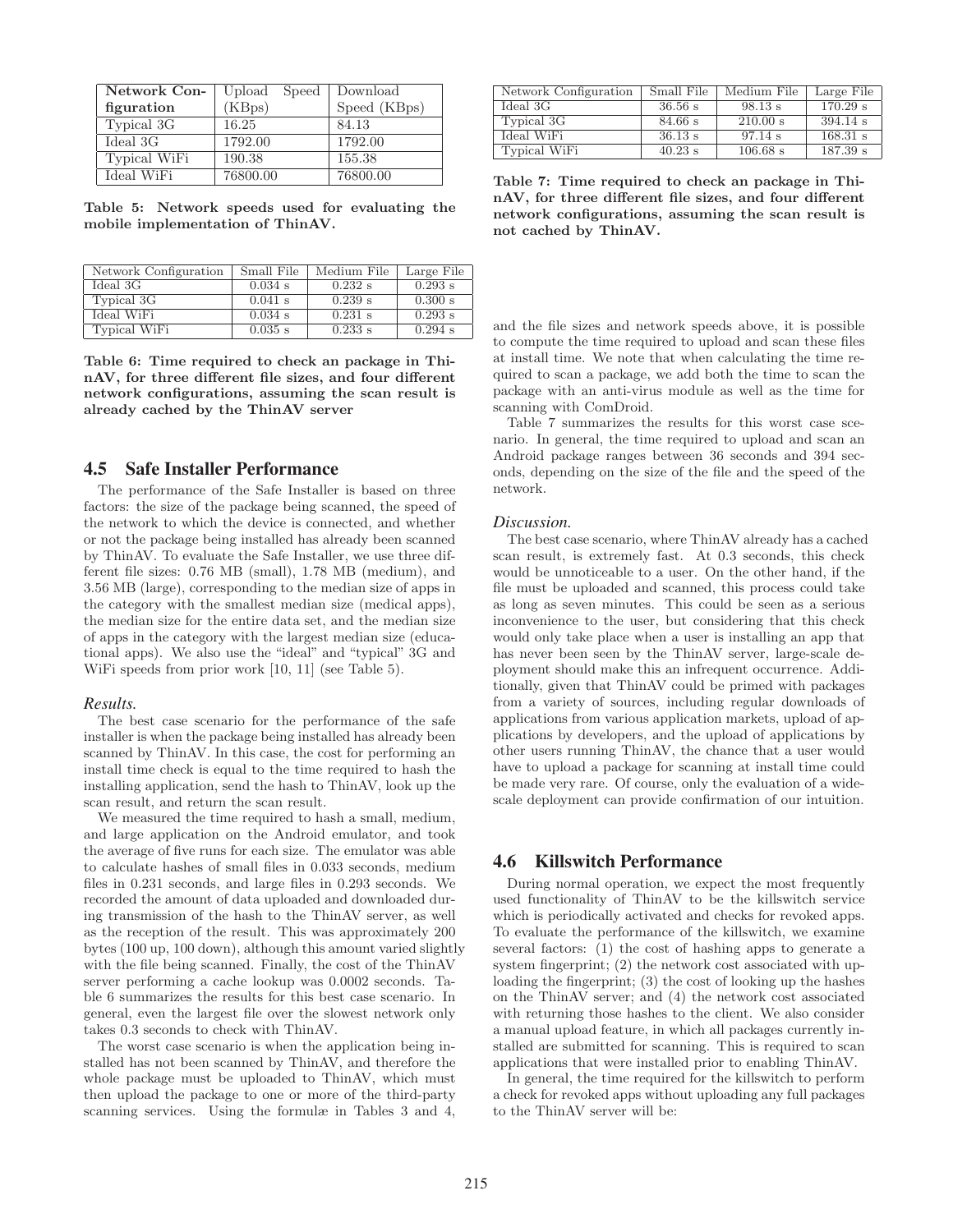| Network Configuration | Upload Speed (KBps) | Download Speed (KBps) |
|---|---|---|
| Typical 3G | 16.25 | 84.13 |
| Ideal 3G | 1792.00 | 1792.00 |
| Typical WiFi | 190.38 | 155.38 |
| Ideal WiFi | 76800.00 | 76800.00 |

**Table 5: Network speeds used for evaluating the mobile implementation of ThinAV.**

| Network Configuration | Small File | Medium File | Large File |
|---|---|---|---|
| Ideal 3G | 0.034 s | 0.232 s | 0.293 s |
| Typical 3G | 0.041 s | 0.239 s | 0.300 s |
| Ideal WiFi | 0.034 s | 0.231 s | 0.293 s |
| Typical WiFi | 0.035 s | 0.233 s | 0.294 s |

**Table 6: Time required to check an package in ThinAV, for three different file sizes, and four different network configurations, assuming the scan result is already cached by the ThinAV server**

## 4.5 Safe Installer Performance

The performance of the Safe Installer is based on three factors: the size of the package being scanned, the speed of the network to which the device is connected, and whether or not the package being installed has already been scanned by ThinAV. To evaluate the Safe Installer, we use three different file sizes: 0.76 MB (small), 1.78 MB (medium), and 3.56 MB (large), corresponding to the median size of apps in the category with the smallest median size (medical apps), the median size for the entire data set, and the median size of apps in the category with the largest median size (educational apps). We also use the "ideal" and "typical" 3G and WiFi speeds from prior work [10, 11] (see Table 5).

*Results.*

The best case scenario for the performance of the safe installer is when the package being installed has already been scanned by ThinAV. In this case, the cost for performing an install time check is equal to the time required to hash the installing application, send the hash to ThinAV, look up the scan result, and return the scan result.

We measured the time required to hash a small, medium, and large application on the Android emulator, and took the average of five runs for each size. The emulator was able to calculate hashes of small files in 0.033 seconds, medium files in 0.231 seconds, and large files in 0.293 seconds. We recorded the amount of data uploaded and downloaded during transmission of the hash to the ThinAV server, as well as the reception of the result. This was approximately 200 bytes (100 up, 100 down), although this amount varied slightly with the file being scanned. Finally, the cost of the ThinAV server performing a cache lookup was 0.0002 seconds. Table 6 summarizes the results for this best case scenario. In general, even the largest file over the slowest network only takes 0.3 seconds to check with ThinAV.

The worst case scenario is when the application being installed has not been scanned by ThinAV, and therefore the whole package must be uploaded to ThinAV, which must then upload the package to one or more of the third-party scanning services. Using the formulæ in Tables 3 and 4, and the file sizes and network speeds above, it is possible to compute the time required to upload and scan these files at install time. We note that when calculating the time required to scan a package, we add both the time to scan the package with an anti-virus module as well as the time for scanning with ComDroid.

| Network Configuration | Small File | Medium File | Large File |
|---|---|---|---|
| Ideal 3G | 36.56 s | 98.13 s | 170.29 s |
| Typical 3G | 84.66 s | 210.00 s | 394.14 s |
| Ideal WiFi | 36.13 s | 97.14 s | 168.31 s |
| Typical WiFi | 40.23 s | 106.68 s | 187.39 s |

**Table 7: Time required to check an package in ThinAV, for three different file sizes, and four different network configurations, assuming the scan result is not cached by ThinAV.**

Table 7 summarizes the results for this worst case scenario. In general, the time required to upload and scan an Android package ranges between 36 seconds and 394 seconds, depending on the size of the file and the speed of the network.

*Discussion.*

The best case scenario, where ThinAV already has a cached scan result, is extremely fast. At 0.3 seconds, this check would be unnoticeable to a user. On the other hand, if the file must be uploaded and scanned, this process could take as long as seven minutes. This could be seen as a serious inconvenience to the user, but considering that this check would only take place when a user is installing an app that has never been seen by the ThinAV server, large-scale deployment should make this an infrequent occurrence. Additionally, given that ThinAV could be primed with packages from a variety of sources, including regular downloads of applications from various application markets, upload of applications by developers, and the upload of applications by other users running ThinAV, the chance that a user would have to upload a package for scanning at install time could be made very rare. Of course, only the evaluation of a wide-scale deployment can provide confirmation of our intuition.

## 4.6 Killswitch Performance

During normal operation, we expect the most frequently used functionality of ThinAV to be the killswitch service which is periodically activated and checks for revoked apps. To evaluate the performance of the killswitch, we examine several factors: (1) the cost of hashing apps to generate a system fingerprint; (2) the network cost associated with uploading the fingerprint; (3) the cost of looking up the hashes on the ThinAV server; and (4) the network cost associated with returning those hashes to the client. We also consider a manual upload feature, in which all packages currently installed are submitted for scanning. This is required to scan applications that were installed prior to enabling ThinAV.

In general, the time required for the killswitch to perform a check for revoked apps without uploading any full packages to the ThinAV server will be: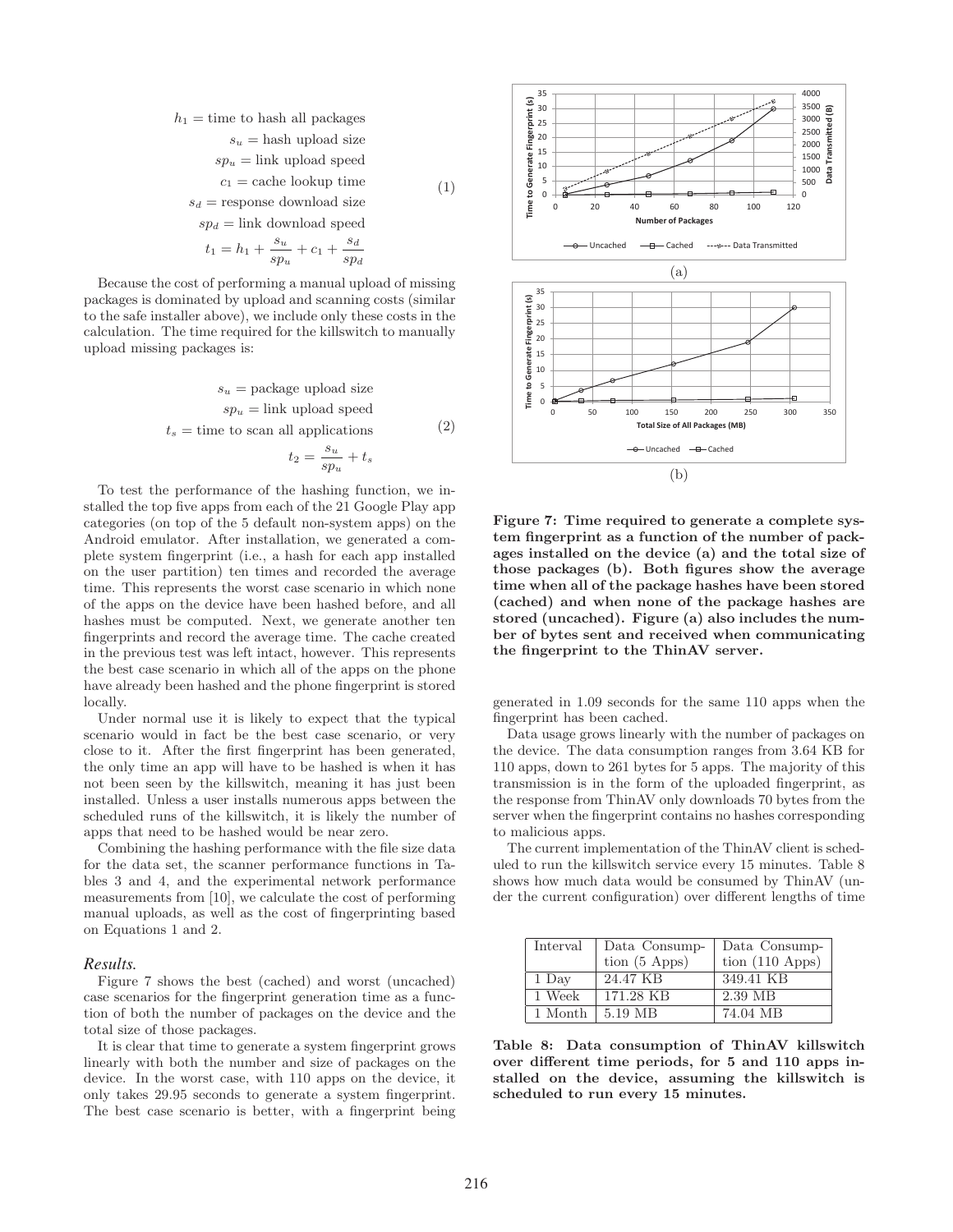$$
\begin{aligned}
h_1 &= \text{time to hash all packages} \\
s_u &= \text{hash upload size} \\
sp_u &= \text{link upload speed} \\
c_1 &= \text{cache lookup time} \\
s_d &= \text{response download size} \\
sp_d &= \text{link download speed} \\
t_1 &= h_1 + \frac{s_u}{sp_u} + c_1 + \frac{s_d}{sp_d}
\end{aligned} \tag{1}
$$

Because the cost of performing a manual upload of missing packages is dominated by upload and scanning costs (similar to the safe installer above), we include only these costs in the calculation. The time required for the killswitch to manually upload missing packages is:

$$
\begin{aligned}
s_u &= \text{package upload size} \\
sp_u &= \text{link upload speed} \\
t_s &= \text{time to scan all applications} \\
t_2 &= \frac{s_u}{sp_u} + t_s
\end{aligned} \tag{2}
$$

To test the performance of the hashing function, we installed the top five apps from each of the 21 Google Play app categories (on top of the 5 default non-system apps) on the Android emulator. After installation, we generated a complete system fingerprint (i.e., a hash for each app installed on the user partition) ten times and recorded the average time. This represents the worst case scenario in which none of the apps on the device have been hashed before, and all hashes must be computed. Next, we generate another ten fingerprints and record the average time. The cache created in the previous test was left intact, however. This represents the best case scenario in which all of the apps on the phone have already been hashed and the phone fingerprint is stored locally.

Under normal use it is likely to expect that the typical scenario would in fact be the best case scenario, or very close to it. After the first fingerprint has been generated, the only time an app will have to be hashed is when it has not been seen by the killswitch, meaning it has just been installed. Unless a user installs numerous apps between the scheduled runs of the killswitch, it is likely the number of apps that need to be hashed would be near zero.

Combining the hashing performance with the file size data for the data set, the scanner performance functions in Tables 3 and 4, and the experimental network performance measurements from [10], we calculate the cost of performing manual uploads, as well as the cost of fingerprinting based on Equations 1 and 2.

### *Results.*

Figure 7 shows the best (cached) and worst (uncached) case scenarios for the fingerprint generation time as a function of both the number of packages on the device and the total size of those packages.

It is clear that time to generate a system fingerprint grows linearly with both the number and size of packages on the device. In the worst case, with 110 apps on the device, it only takes 29.95 seconds to generate a system fingerprint. The best case scenario is better, with a fingerprint being generated in 1.09 seconds for the same 110 apps when the fingerprint has been cached.

**Figure 7: Time required to generate a complete system fingerprint as a function of the number of packages installed on the device (a) and the total size of those packages (b). Both figures show the average time when all of the package hashes have been stored (cached) and when none of the package hashes are stored (uncached). Figure (a) also includes the number of bytes sent and received when communicating the fingerprint to the ThinAV server.**

Data usage grows linearly with the number of packages on the device. The data consumption ranges from 3.64 KB for 110 apps, down to 261 bytes for 5 apps. The majority of this transmission is in the form of the uploaded fingerprint, as the response from ThinAV only downloads 70 bytes from the server when the fingerprint contains no hashes corresponding to malicious apps.

The current implementation of the ThinAV client is scheduled to run the killswitch service every 15 minutes. Table 8 shows how much data would be consumed by ThinAV (under the current configuration) over different lengths of time

| Interval | Data Consumption (5 Apps) | Data Consumption (110 Apps) |
|---|---|---|
| 1 Day | 24.47 KB | 349.41 KB |
| 1 Week | 171.28 KB | 2.39 MB |
| 1 Month | 5.19 MB | 74.04 MB |

**Table 8: Data consumption of ThinAV killswitch over different time periods, for 5 and 110 apps installed on the device, assuming the killswitch is scheduled to run every 15 minutes.**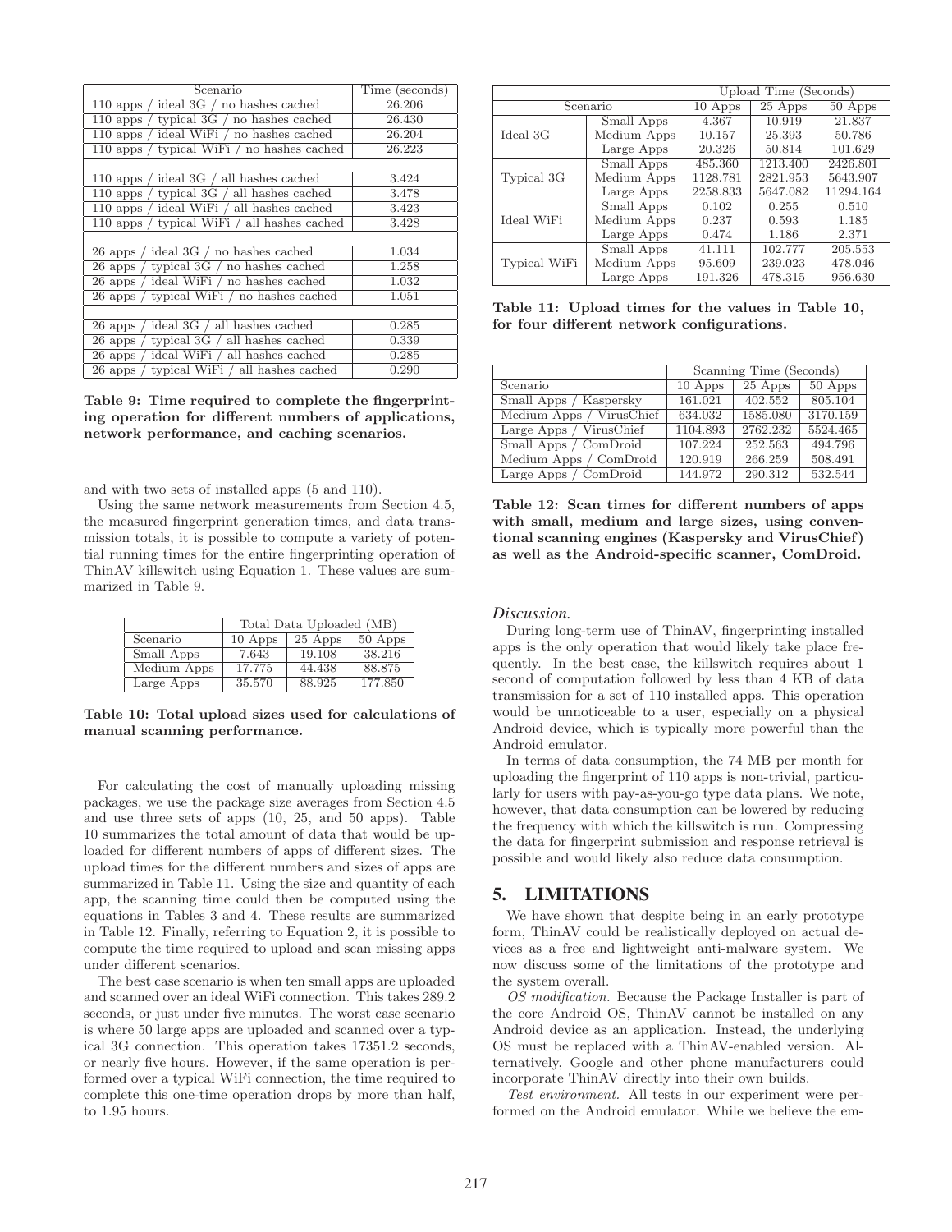| Scenario | Time (seconds) |
|---|---|
| 110 apps / ideal 3G / no hashes cached | 26.206 |
| 110 apps / typical 3G / no hashes cached | 26.430 |
| 110 apps / ideal WiFi / no hashes cached | 26.204 |
| 110 apps / typical WiFi / no hashes cached | 26.223 |
| | |
| 110 apps / ideal 3G / all hashes cached | 3.424 |
| 110 apps / typical 3G / all hashes cached | 3.478 |
| 110 apps / ideal WiFi / all hashes cached | 3.423 |
| 110 apps / typical WiFi / all hashes cached | 3.428 |
| | |
| 26 apps / ideal 3G / no hashes cached | 1.034 |
| 26 apps / typical 3G / no hashes cached | 1.258 |
| 26 apps / ideal WiFi / no hashes cached | 1.032 |
| 26 apps / typical WiFi / no hashes cached | 1.051 |
| | |
| 26 apps / ideal 3G / all hashes cached | 0.285 |
| 26 apps / typical 3G / all hashes cached | 0.339 |
| 26 apps / ideal WiFi / all hashes cached | 0.285 |
| 26 apps / typical WiFi / all hashes cached | 0.290 |

**Table 9: Time required to complete the fingerprinting operation for different numbers of applications, network performance, and caching scenarios.**

and with two sets of installed apps (5 and 110).

Using the same network measurements from Section 4.5, the measured fingerprint generation times, and data transmission totals, it is possible to compute a variety of potential running times for the entire fingerprinting operation of ThinAV killswitch using Equation 1. These values are summarized in Table 9.

| | Total Data Uploaded (MB) | | |
|---|---|---|---|
| Scenario | 10 Apps | 25 Apps | 50 Apps |
| Small Apps | 7.643 | 19.108 | 38.216 |
| Medium Apps | 17.775 | 44.438 | 88.875 |
| Large Apps | 35.570 | 88.925 | 177.850 |

**Table 10: Total upload sizes used for calculations of manual scanning performance.**

For calculating the cost of manually uploading missing packages, we use the package size averages from Section 4.5 and use three sets of apps (10, 25, and 50 apps). Table 10 summarizes the total amount of data that would be uploaded for different numbers of apps of different sizes. The upload times for the different numbers and sizes of apps are summarized in Table 11. Using the size and quantity of each app, the scanning time could then be computed using the equations in Tables 3 and 4. These results are summarized in Table 12. Finally, referring to Equation 2, it is possible to compute the time required to upload and scan missing apps under different scenarios.

The best case scenario is when ten small apps are uploaded and scanned over an ideal WiFi connection. This takes 289.2 seconds, or just under five minutes. The worst case scenario is where 50 large apps are uploaded and scanned over a typical 3G connection. This operation takes 17351.2 seconds, or nearly five hours. However, if the same operation is performed over a typical WiFi connection, the time required to complete this one-time operation drops by more than half, to 1.95 hours.

| | | Upload Time (Seconds) | | |
|---|---|---|---|---|
| Scenario | | 10 Apps | 25 Apps | 50 Apps |
| Ideal 3G | Small Apps | 4.367 | 10.919 | 21.837 |
| | Medium Apps | 10.157 | 25.393 | 50.786 |
| | Large Apps | 20.326 | 50.814 | 101.629 |
| Typical 3G | Small Apps | 485.360 | 1213.400 | 2426.801 |
| | Medium Apps | 1128.781 | 2821.953 | 5643.907 |
| | Large Apps | 2258.833 | 5647.082 | 11294.164 |
| Ideal WiFi | Small Apps | 0.102 | 0.255 | 0.510 |
| | Medium Apps | 0.237 | 0.593 | 1.185 |
| | Large Apps | 0.474 | 1.186 | 2.371 |
| Typical WiFi | Small Apps | 41.111 | 102.777 | 205.553 |
| | Medium Apps | 95.609 | 239.023 | 478.046 |
| | Large Apps | 191.326 | 478.315 | 956.630 |

**Table 11: Upload times for the values in Table 10, for four different network configurations.**

| | Scanning Time (Seconds) | | |
|---|---|---|---|
| Scenario | 10 Apps | 25 Apps | 50 Apps |
| Small Apps / Kaspersky | 161.021 | 402.552 | 805.104 |
| Medium Apps / VirusChief | 634.032 | 1585.080 | 3170.159 |
| Large Apps / VirusChief | 1104.893 | 2762.232 | 5524.465 |
| Small Apps / ComDroid | 107.224 | 252.563 | 494.796 |
| Medium Apps / ComDroid | 120.919 | 266.259 | 508.491 |
| Large Apps / ComDroid | 144.972 | 290.312 | 532.544 |

**Table 12: Scan times for different numbers of apps with small, medium and large sizes, using conventional scanning engines (Kaspersky and VirusChief) as well as the Android-specific scanner, ComDroid.**

*Discussion.*

During long-term use of ThinAV, fingerprinting installed apps is the only operation that would likely take place frequently. In the best case, the killswitch requires about 1 second of computation followed by less than 4 KB of data transmission for a set of 110 installed apps. This operation would be unnoticeable to a user, especially on a physical Android device, which is typically more powerful than the Android emulator.

In terms of data consumption, the 74 MB per month for uploading the fingerprint of 110 apps is non-trivial, particularly for users with pay-as-you-go type data plans. We note, however, that data consumption can be lowered by reducing the frequency with which the killswitch is run. Compressing the data for fingerprint submission and response retrieval is possible and would likely also reduce data consumption.

## 5. LIMITATIONS

We have shown that despite being in an early prototype form, ThinAV could be realistically deployed on actual devices as a free and lightweight anti-malware system. We now discuss some of the limitations of the prototype and the system overall.

*OS modification.* Because the Package Installer is part of the core Android OS, ThinAV cannot be installed on any Android device as an application. Instead, the underlying OS must be replaced with a ThinAV-enabled version. Alternatively, Google and other phone manufacturers could incorporate ThinAV directly into their own builds.

*Test environment.* All tests in our experiment were performed on the Android emulator. While we believe the em-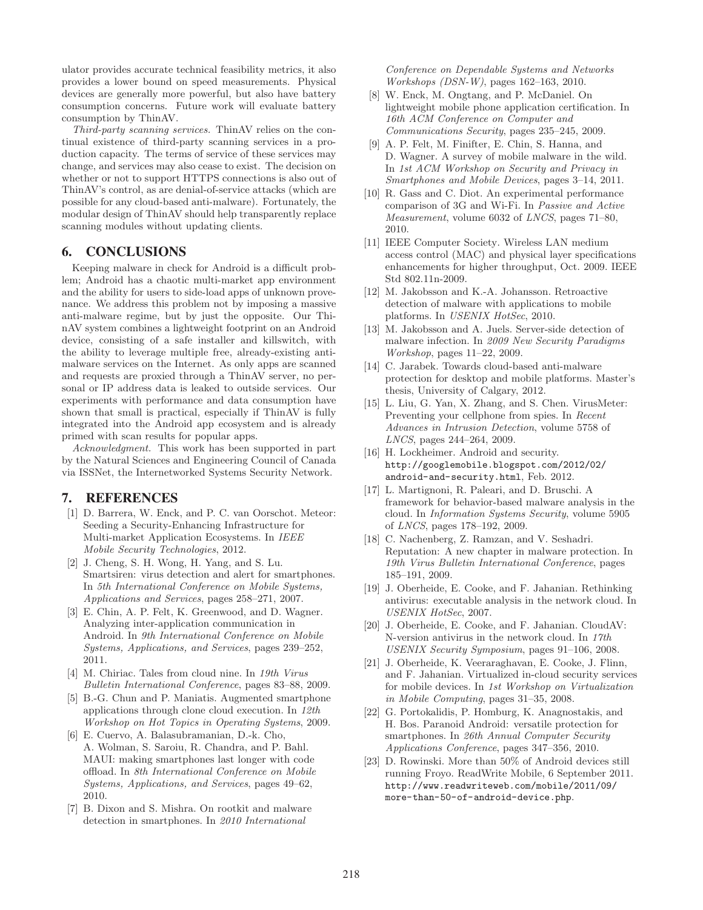ulator provides accurate technical feasibility metrics, it also provides a lower bound on speed measurements. Physical devices are generally more powerful, but also have battery consumption concerns. Future work will evaluate battery consumption by ThinAV.

*Third-party scanning services.* ThinAV relies on the continual existence of third-party scanning services in a production capacity. The terms of service of these services may change, and services may also cease to exist. The decision on whether or not to support HTTPS connections is also out of ThinAV's control, as are denial-of-service attacks (which are possible for any cloud-based anti-malware). Fortunately, the modular design of ThinAV should help transparently replace scanning modules without updating clients.

## 6. CONCLUSIONS

Keeping malware in check for Android is a difficult problem; Android has a chaotic multi-market app environment and the ability for users to side-load apps of unknown provenance. We address this problem not by imposing a massive anti-malware regime, but by just the opposite. Our ThinAV system combines a lightweight footprint on an Android device, consisting of a safe installer and killswitch, with the ability to leverage multiple free, already-existing anti-malware services on the Internet. As only apps are scanned and requests are proxied through a ThinAV server, no personal or IP address data is leaked to outside services. Our experiments with performance and data consumption have shown that small is practical, especially if ThinAV is fully integrated into the Android app ecosystem and is already primed with scan results for popular apps.

*Acknowledgment.* This work has been supported in part by the Natural Sciences and Engineering Council of Canada via ISSNet, the Internetworked Systems Security Network.

## 7. REFERENCES

[1] D. Barrera, W. Enck, and P. C. van Oorschot. Meteor: Seeding a Security-Enhancing Infrastructure for Multi-market Application Ecosystems. In *IEEE Mobile Security Technologies*, 2012.

[2] J. Cheng, S. H. Wong, H. Yang, and S. Lu. Smartsiren: virus detection and alert for smartphones. In *5th International Conference on Mobile Systems, Applications and Services*, pages 258–271, 2007.

[3] E. Chin, A. P. Felt, K. Greenwood, and D. Wagner. Analyzing inter-application communication in Android. In *9th International Conference on Mobile Systems, Applications, and Services*, pages 239–252, 2011.

[4] M. Chiriac. Tales from cloud nine. In *19th Virus Bulletin International Conference*, pages 83–88, 2009.

[5] B.-G. Chun and P. Maniatis. Augmented smartphone applications through clone cloud execution. In *12th Workshop on Hot Topics in Operating Systems*, 2009.

[6] E. Cuervo, A. Balasubramanian, D.-k. Cho, A. Wolman, S. Saroiu, R. Chandra, and P. Bahl. MAUI: making smartphones last longer with code offload. In *8th International Conference on Mobile Systems, Applications, and Services*, pages 49–62, 2010.

[7] B. Dixon and S. Mishra. On rootkit and malware detection in smartphones. In *2010 International Conference on Dependable Systems and Networks Workshops (DSN-W)*, pages 162–163, 2010.

[8] W. Enck, M. Ongtang, and P. McDaniel. On lightweight mobile phone application certification. In *16th ACM Conference on Computer and Communications Security*, pages 235–245, 2009.

[9] A. P. Felt, M. Finifter, E. Chin, S. Hanna, and D. Wagner. A survey of mobile malware in the wild. In *1st ACM Workshop on Security and Privacy in Smartphones and Mobile Devices*, pages 3–14, 2011.

[10] R. Gass and C. Diot. An experimental performance comparison of 3G and Wi-Fi. In *Passive and Active Measurement*, volume 6032 of *LNCS*, pages 71–80, 2010.

[11] IEEE Computer Society. Wireless LAN medium access control (MAC) and physical layer specifications enhancements for higher throughput, Oct. 2009. IEEE Std 802.11n-2009.

[12] M. Jakobsson and K.-A. Johansson. Retroactive detection of malware with applications to mobile platforms. In *USENIX HotSec*, 2010.

[13] M. Jakobsson and A. Juels. Server-side detection of malware infection. In *2009 New Security Paradigms Workshop*, pages 11–22, 2009.

[14] C. Jarabek. Towards cloud-based anti-malware protection for desktop and mobile platforms. Master's thesis, University of Calgary, 2012.

[15] L. Liu, G. Yan, X. Zhang, and S. Chen. VirusMeter: Preventing your cellphone from spies. In *Recent Advances in Intrusion Detection*, volume 5758 of *LNCS*, pages 244–264, 2009.

[16] H. Lockheimer. Android and security. http://googlemobile.blogspot.com/2012/02/android-and-security.html, Feb. 2012.

[17] L. Martignoni, R. Paleari, and D. Bruschi. A framework for behavior-based malware analysis in the cloud. In *Information Systems Security*, volume 5905 of *LNCS*, pages 178–192, 2009.

[18] C. Nachenberg, Z. Ramzan, and V. Seshadri. Reputation: A new chapter in malware protection. In *19th Virus Bulletin International Conference*, pages 185–191, 2009.

[19] J. Oberheide, E. Cooke, and F. Jahanian. Rethinking antivirus: executable analysis in the network cloud. In *USENIX HotSec*, 2007.

[20] J. Oberheide, E. Cooke, and F. Jahanian. CloudAV: N-version antivirus in the network cloud. In *17th USENIX Security Symposium*, pages 91–106, 2008.

[21] J. Oberheide, K. Veeraraghavan, E. Cooke, J. Flinn, and F. Jahanian. Virtualized in-cloud security services for mobile devices. In *1st Workshop on Virtualization in Mobile Computing*, pages 31–35, 2008.

[22] G. Portokalidis, P. Homburg, K. Anagnostakis, and H. Bos. Paranoid Android: versatile protection for smartphones. In *26th Annual Computer Security Applications Conference*, pages 347–356, 2010.

[23] D. Rowinski. More than 50% of Android devices still running Froyo. ReadWrite Mobile, 6 September 2011. http://www.readwriteweb.com/mobile/2011/09/more-than-50-of-android-device.php.